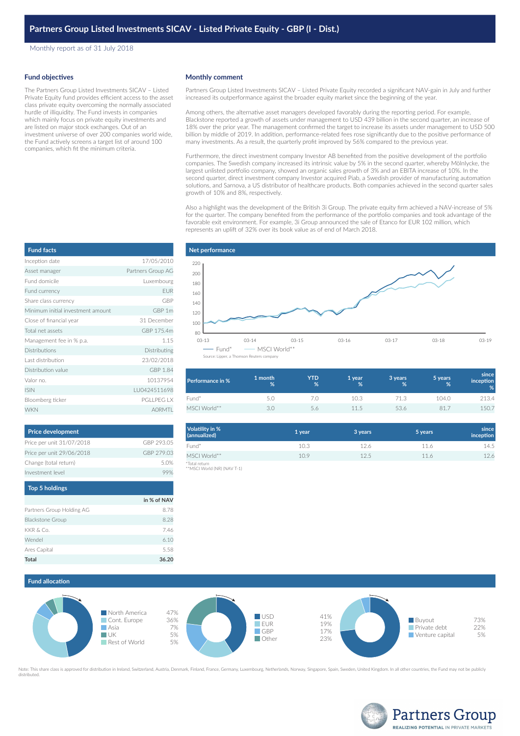# Partners Group Listed Investments SICAV - Listed Private Equity - GBP (I - Dist.)

Monthly report as of 31 July 2018

## Fund objectives

The Partners Group Listed Investments SICAV – Listed Private Equity fund provides efficient access to the asset class private equity overcoming the normally associated hurdle of illiquidity. The Fund invests in companies which mainly focus on private equity investments and are listed on major stock exchanges. Out of an investment universe of over 200 companies world wide, the Fund actively screens a target list of around 100 companies, which fit the minimum criteria.

## Monthly comment

Partners Group Listed Investments SICAV – Listed Private Equity recorded a significant NAV-gain in July and further increased its outperformance against the broader equity market since the beginning of the year.

Among others, the alternative asset managers developed favorably during the reporting period. For example, Blackstone reported a growth of assets under management to USD 439 billion in the second quarter, an increase of 18% over the prior year. The management confirmed the target to increase its assets under management to USD 500 billion by middle of 2019. In addition, performance-related fees rose significantly due to the positive performance of many investments. As a result, the quarterly profit improved by 56% compared to the previous year.

Furthermore, the direct investment company Investor AB benefited from the positive development of the portfolio companies. The Swedish company increased its intrinsic value by 5% in the second quarter, whereby Mölnlycke, the largest unlisted portfolio company, showed an organic sales growth of 3% and an EBITA increase of 10%. In the second quarter, direct investment company Investor acquired Piab, a Swedish provider of manufacturing automation solutions, and Sarnova, a US distributor of healthcare products. Both companies achieved in the second quarter sales growth of 10% and 8%, respectively.

Also a highlight was the development of the British 3i Group. The private equity firm achieved a NAV-increase of 5% for the quarter. The company benefited from the performance of the portfolio companies and took advantage of the favorable exit environment. For example, 3i Group announced the sale of Etanco for EUR 102 million, which represents an uplift of 32% over its book value as of end of March 2018.

## Fund facts

| | |
|---|---|
| Inception date | 17/05/2010 |
| Asset manager | Partners Group AG |
| Fund domicile | Luxembourg |
| Fund currency | EUR |
| Share class currency | GBP |
| Minimum initial investment amount | GBP 1m |
| Close of financial year | 31 December |
| Total net assets | GBP 175.4m |
| Management fee in % p.a. | 1.15 |
| Distributions | Distributing |
| Last distribution | 23/02/2018 |
| Distribution value | GBP 1.84 |
| Valor no. | 10137954 |
| ISIN | LU0424511698 |
| Bloomberg ticker | PGLLPEG LX |
| WKN | A0RMTL |

## Net performance

Fund* — MSCI World**

Source: Lipper, a Thomson Reuters company

| Performance in % | 1 month % | YTD % | 1 year % | 3 years % | 5 years % | since inception % |
|---|---|---|---|---|---|---|
| Fund* | 5.0 | 7.0 | 10.3 | 71.3 | 104.0 | 213.4 |
| MSCI World** | 3.0 | 5.6 | 11.5 | 53.6 | 81.7 | 150.7 |

| Volatility in % (annualized) | 1 year | 3 years | 5 years | since inception |
|---|---|---|---|---|
| Fund* | 10.3 | 12.6 | 11.6 | 14.5 |
| MSCI World** | 10.9 | 12.5 | 11.6 | 12.6 |

*Total return
**MSCI World (NR) (NAV T-1)

## Price development

| | |
|---|---|
| Price per unit 31/07/2018 | GBP 293.05 |
| Price per unit 29/06/2018 | GBP 279.03 |
| Change (total return) | 5.0% |
| Investment level | 99% |

## Top 5 holdings

| | in % of NAV |
|---|---|
| Partners Group Holding AG | 8.78 |
| Blackstone Group | 8.28 |
| KKR & Co. | 7.46 |
| Wendel | 6.10 |
| Ares Capital | 5.58 |
| **Total** | **36.20** |

## Fund allocation

| Region | % |
|---|---|
| North America | 47% |
| Cont. Europe | 36% |
| Asia | 7% |
| UK | 5% |
| Rest of World | 5% |

| Currency | % |
|---|---|
| USD | 41% |
| EUR | 19% |
| GBP | 17% |
| Other | 23% |

| Strategy | % |
|---|---|
| Buyout | 73% |
| Private debt | 22% |
| Venture capital | 5% |

Note: This share class is approved for distribution in Ireland, Switzerland, Austria, Denmark, Finland, France, Germany, Luxembourg, Netherlands, Norway, Singapore, Spain, Sweden, United Kingdom. In all other countries, the Fund may not be publicly distributed.

Partners Group
REALIZING POTENTIAL IN PRIVATE MARKETS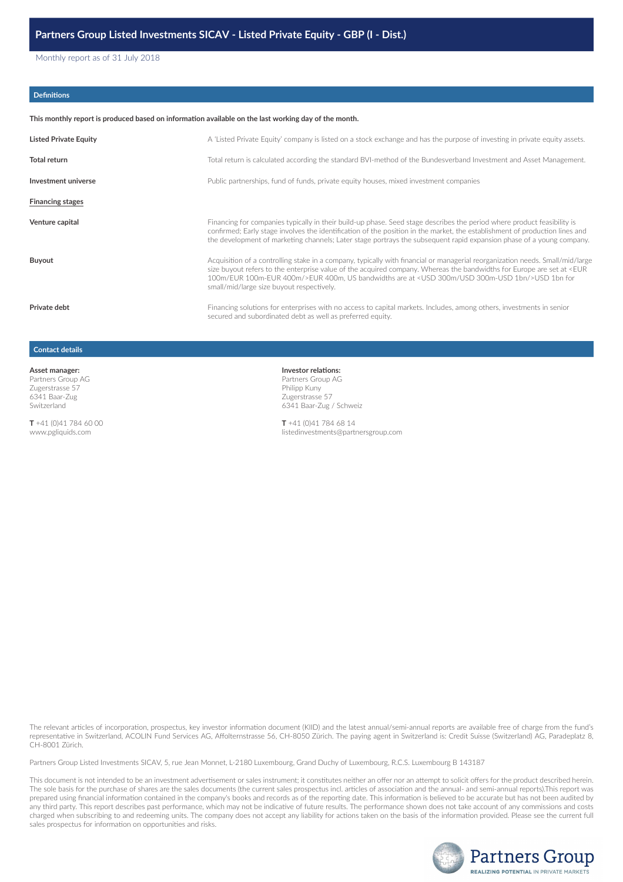# Partners Group Listed Investments SICAV - Listed Private Equity - GBP (I - Dist.)

Monthly report as of 31 July 2018

## Definitions

**This monthly report is produced based on information available on the last working day of the month.**

| | |
|---|---|
| **Listed Private Equity** | A 'Listed Private Equity' company is listed on a stock exchange and has the purpose of investing in private equity assets. |
| **Total return** | Total return is calculated according the standard BVI-method of the Bundesverband Investment and Asset Management. |
| **Investment universe** | Public partnerships, fund of funds, private equity houses, mixed investment companies |
| **Financing stages** | |
| **Venture capital** | Financing for companies typically in their build-up phase. Seed stage describes the period where product feasibility is confirmed; Early stage involves the identification of the position in the market, the establishment of production lines and the development of marketing channels; Later stage portrays the subsequent rapid expansion phase of a young company. |
| **Buyout** | Acquisition of a controlling stake in a company, typically with financial or managerial reorganization needs. Small/mid/large size buyout refers to the enterprise value of the acquired company. Whereas the bandwidths for Europe are set at <EUR 100m/EUR 100m-EUR 400m/>EUR 400m, US bandwidths are at <USD 300m/USD 300m-USD 1bn/>USD 1bn for small/mid/large size buyout respectively. |
| **Private debt** | Financing solutions for enterprises with no access to capital markets. Includes, among others, investments in senior secured and subordinated debt as well as preferred equity. |

## Contact details

**Asset manager:**
Partners Group AG
Zugerstrasse 57
6341 Baar-Zug
Switzerland

**T** +41 (0)41 784 60 00
www.pgliquids.com

**Investor relations:**
Partners Group AG
Philipp Kuny
Zugerstrasse 57
6341 Baar-Zug / Schweiz

**T** +41 (0)41 784 68 14
listedinvestments@partnersgroup.com

The relevant articles of incorporation, prospectus, key investor information document (KIID) and the latest annual/semi-annual reports are available free of charge from the fund's representative in Switzerland, ACOLIN Fund Services AG, Affolternstrasse 56, CH-8050 Zürich. The paying agent in Switzerland is: Credit Suisse (Switzerland) AG, Paradeplatz 8, CH-8001 Zürich.

Partners Group Listed Investments SICAV, 5, rue Jean Monnet, L-2180 Luxembourg, Grand Duchy of Luxembourg, R.C.S. Luxembourg B 143187

This document is not intended to be an investment advertisement or sales instrument; it constitutes neither an offer nor an attempt to solicit offers for the product described herein. The sole basis for the purchase of shares are the sales documents (the current sales prospectus incl. articles of association and the annual- and semi-annual reports).This report was prepared using financial information contained in the company's books and records as of the reporting date. This information is believed to be accurate but has not been audited by any third party. This report describes past performance, which may not be indicative of future results. The performance shown does not take account of any commissions and costs charged when subscribing to and redeeming units. The company does not accept any liability for actions taken on the basis of the information provided. Please see the current full sales prospectus for information on opportunities and risks.

Partners Group
REALIZING POTENTIAL IN PRIVATE MARKETS